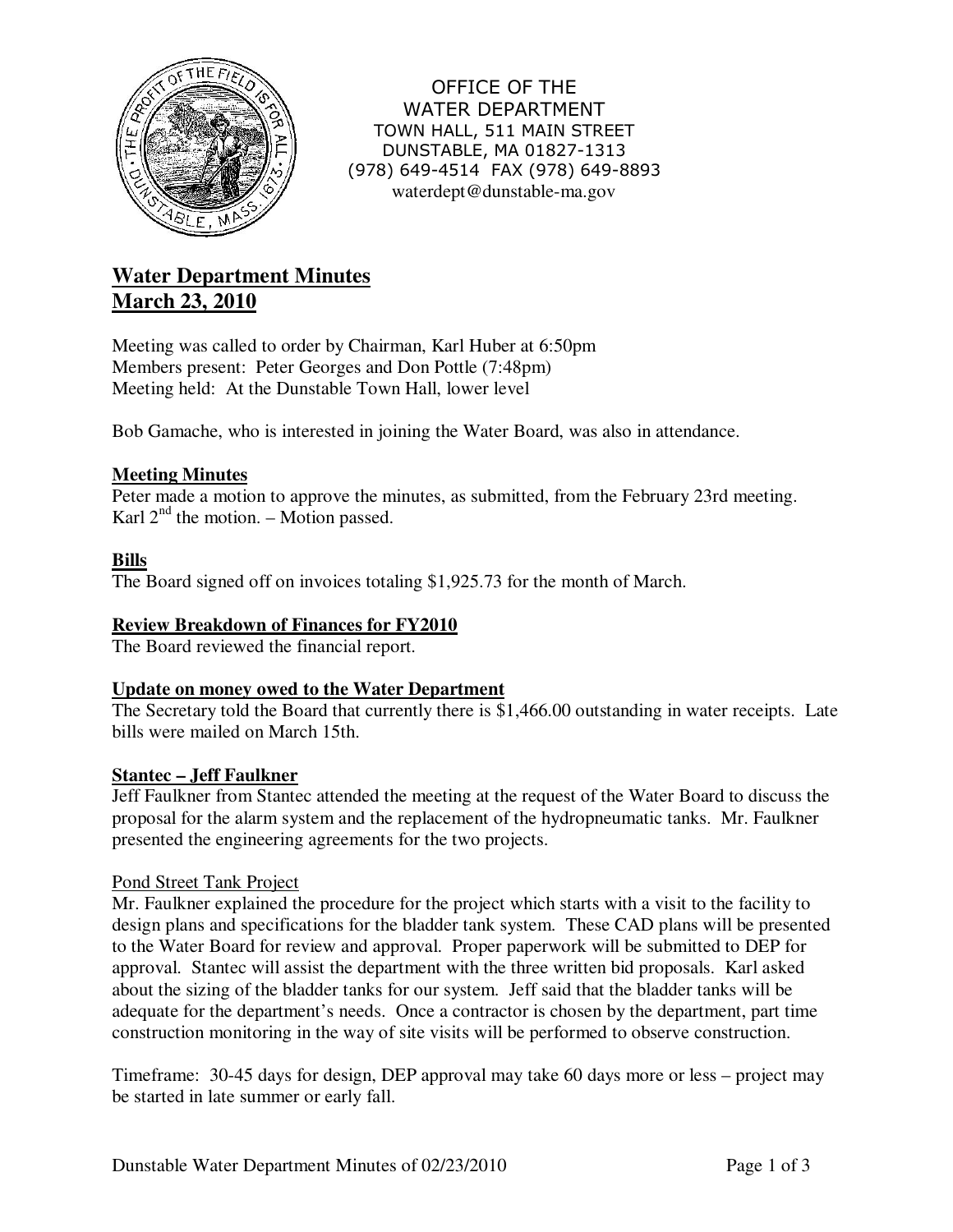OFFICE OF THE
WATER DEPARTMENT
TOWN HALL, 511 MAIN STREET
DUNSTABLE, MA 01827-1313
(978) 649-4514 FAX (978) 649-8893
waterdept@dunstable-ma.gov

# Water Department Minutes
# March 23, 2010

Meeting was called to order by Chairman, Karl Huber at 6:50pm
Members present: Peter Georges and Don Pottle (7:48pm)
Meeting held: At the Dunstable Town Hall, lower level

Bob Gamache, who is interested in joining the Water Board, was also in attendance.

## Meeting Minutes

Peter made a motion to approve the minutes, as submitted, from the February 23rd meeting. Karl 2nd the motion. – Motion passed.

## Bills

The Board signed off on invoices totaling $1,925.73 for the month of March.

## Review Breakdown of Finances for FY2010

The Board reviewed the financial report.

## Update on money owed to the Water Department

The Secretary told the Board that currently there is $1,466.00 outstanding in water receipts. Late bills were mailed on March 15th.

## Stantec – Jeff Faulkner

Jeff Faulkner from Stantec attended the meeting at the request of the Water Board to discuss the proposal for the alarm system and the replacement of the hydropneumatic tanks. Mr. Faulkner presented the engineering agreements for the two projects.

### Pond Street Tank Project

Mr. Faulkner explained the procedure for the project which starts with a visit to the facility to design plans and specifications for the bladder tank system. These CAD plans will be presented to the Water Board for review and approval. Proper paperwork will be submitted to DEP for approval. Stantec will assist the department with the three written bid proposals. Karl asked about the sizing of the bladder tanks for our system. Jeff said that the bladder tanks will be adequate for the department's needs. Once a contractor is chosen by the department, part time construction monitoring in the way of site visits will be performed to observe construction.

Timeframe: 30-45 days for design, DEP approval may take 60 days more or less – project may be started in late summer or early fall.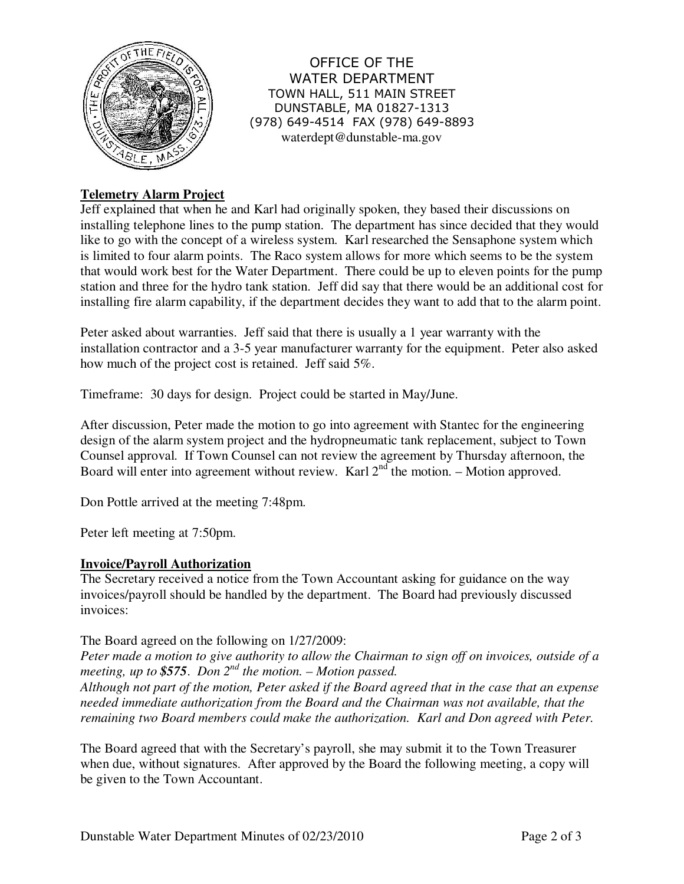OFFICE OF THE
WATER DEPARTMENT
TOWN HALL, 511 MAIN STREET
DUNSTABLE, MA 01827-1313
(978) 649-4514 FAX (978) 649-8893
waterdept@dunstable-ma.gov

**Telemetry Alarm Project**

Jeff explained that when he and Karl had originally spoken, they based their discussions on installing telephone lines to the pump station. The department has since decided that they would like to go with the concept of a wireless system. Karl researched the Sensaphone system which is limited to four alarm points. The Raco system allows for more which seems to be the system that would work best for the Water Department. There could be up to eleven points for the pump station and three for the hydro tank station. Jeff did say that there would be an additional cost for installing fire alarm capability, if the department decides they want to add that to the alarm point.

Peter asked about warranties. Jeff said that there is usually a 1 year warranty with the installation contractor and a 3-5 year manufacturer warranty for the equipment. Peter also asked how much of the project cost is retained. Jeff said 5%.

Timeframe: 30 days for design. Project could be started in May/June.

After discussion, Peter made the motion to go into agreement with Stantec for the engineering design of the alarm system project and the hydropneumatic tank replacement, subject to Town Counsel approval. If Town Counsel can not review the agreement by Thursday afternoon, the Board will enter into agreement without review. Karl 2nd the motion. – Motion approved.

Don Pottle arrived at the meeting 7:48pm.

Peter left meeting at 7:50pm.

**Invoice/Payroll Authorization**

The Secretary received a notice from the Town Accountant asking for guidance on the way invoices/payroll should be handled by the department. The Board had previously discussed invoices:

The Board agreed on the following on 1/27/2009:
*Peter made a motion to give authority to allow the Chairman to sign off on invoices, outside of a meeting, up to **$575**. Don 2nd the motion. – Motion passed.*
*Although not part of the motion, Peter asked if the Board agreed that in the case that an expense needed immediate authorization from the Board and the Chairman was not available, that the remaining two Board members could make the authorization. Karl and Don agreed with Peter.*

The Board agreed that with the Secretary's payroll, she may submit it to the Town Treasurer when due, without signatures. After approved by the Board the following meeting, a copy will be given to the Town Accountant.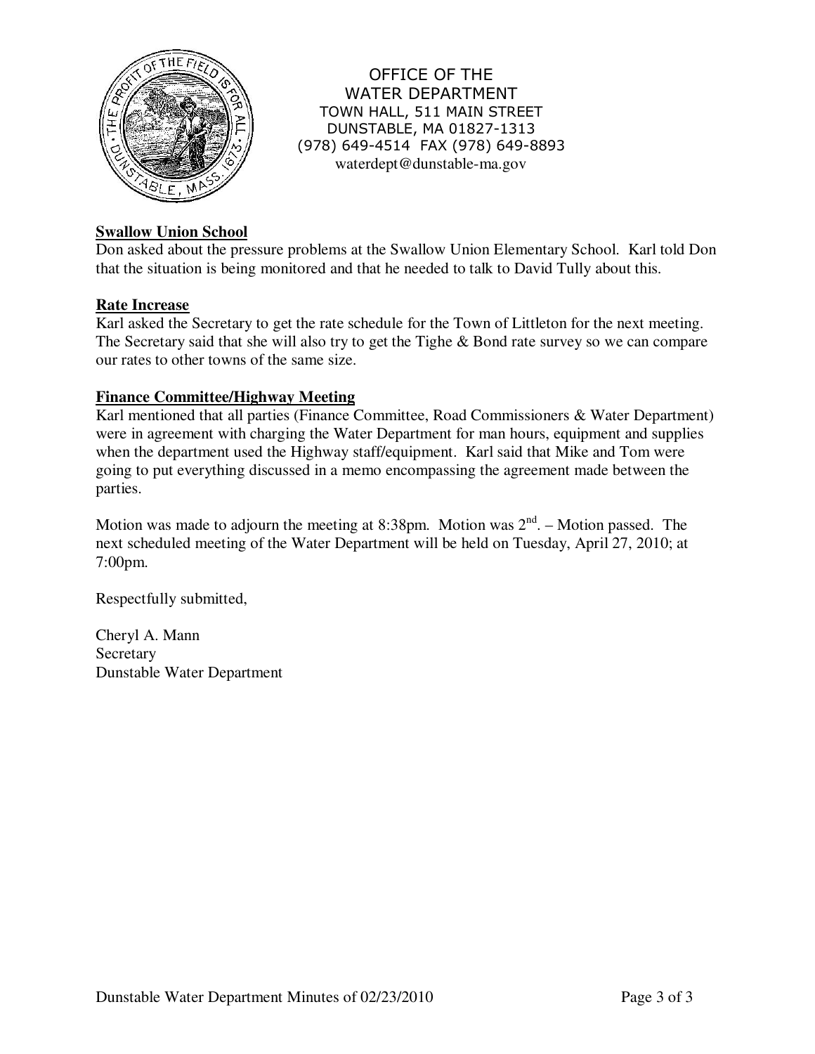OFFICE OF THE
WATER DEPARTMENT
TOWN HALL, 511 MAIN STREET
DUNSTABLE, MA 01827-1313
(978) 649-4514 FAX (978) 649-8893
waterdept@dunstable-ma.gov

**Swallow Union School**

Don asked about the pressure problems at the Swallow Union Elementary School. Karl told Don that the situation is being monitored and that he needed to talk to David Tully about this.

**Rate Increase**

Karl asked the Secretary to get the rate schedule for the Town of Littleton for the next meeting. The Secretary said that she will also try to get the Tighe & Bond rate survey so we can compare our rates to other towns of the same size.

**Finance Committee/Highway Meeting**

Karl mentioned that all parties (Finance Committee, Road Commissioners & Water Department) were in agreement with charging the Water Department for man hours, equipment and supplies when the department used the Highway staff/equipment. Karl said that Mike and Tom were going to put everything discussed in a memo encompassing the agreement made between the parties.

Motion was made to adjourn the meeting at 8:38pm. Motion was 2nd. – Motion passed. The next scheduled meeting of the Water Department will be held on Tuesday, April 27, 2010; at 7:00pm.

Respectfully submitted,

Cheryl A. Mann
Secretary
Dunstable Water Department